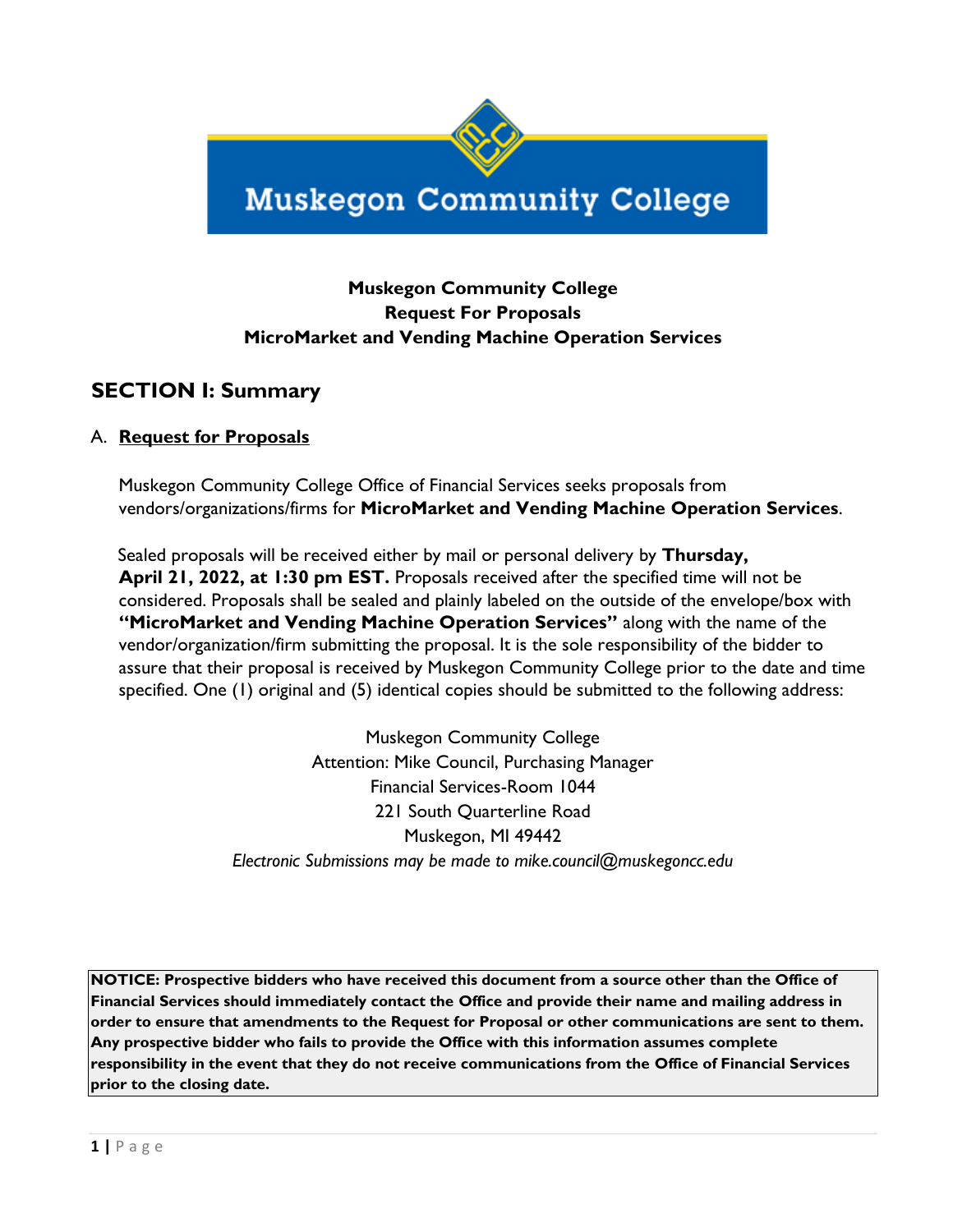Muskegon Community College

**Muskegon Community College**
**Request For Proposals**
**MicroMarket and Vending Machine Operation Services**

## SECTION I: Summary

A. **Request for Proposals**

Muskegon Community College Office of Financial Services seeks proposals from vendors/organizations/firms for **MicroMarket and Vending Machine Operation Services**.

Sealed proposals will be received either by mail or personal delivery by **Thursday, April 21, 2022, at 1:30 pm EST.** Proposals received after the specified time will not be considered. Proposals shall be sealed and plainly labeled on the outside of the envelope/box with **"MicroMarket and Vending Machine Operation Services"** along with the name of the vendor/organization/firm submitting the proposal. It is the sole responsibility of the bidder to assure that their proposal is received by Muskegon Community College prior to the date and time specified. One (1) original and (5) identical copies should be submitted to the following address:

Muskegon Community College
Attention: Mike Council, Purchasing Manager
Financial Services-Room 1044
221 South Quarterline Road
Muskegon, MI 49442
*Electronic Submissions may be made to mike.council@muskegoncc.edu*

**NOTICE: Prospective bidders who have received this document from a source other than the Office of Financial Services should immediately contact the Office and provide their name and mailing address in order to ensure that amendments to the Request for Proposal or other communications are sent to them. Any prospective bidder who fails to provide the Office with this information assumes complete responsibility in the event that they do not receive communications from the Office of Financial Services prior to the closing date.**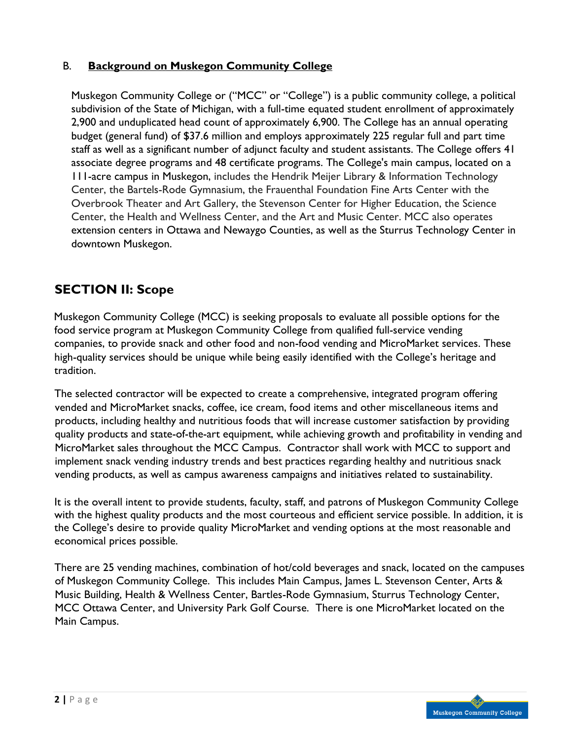### B. **Background on Muskegon Community College**

Muskegon Community College or ("MCC" or "College") is a public community college, a political subdivision of the State of Michigan, with a full-time equated student enrollment of approximately 2,900 and unduplicated head count of approximately 6,900. The College has an annual operating budget (general fund) of $37.6 million and employs approximately 225 regular full and part time staff as well as a significant number of adjunct faculty and student assistants. The College offers 41 associate degree programs and 48 certificate programs. The College's main campus, located on a 111-acre campus in Muskegon, includes the Hendrik Meijer Library & Information Technology Center, the Bartels-Rode Gymnasium, the Frauenthal Foundation Fine Arts Center with the Overbrook Theater and Art Gallery, the Stevenson Center for Higher Education, the Science Center, the Health and Wellness Center, and the Art and Music Center. MCC also operates extension centers in Ottawa and Newaygo Counties, as well as the Sturrus Technology Center in downtown Muskegon.

## SECTION II: Scope

Muskegon Community College (MCC) is seeking proposals to evaluate all possible options for the food service program at Muskegon Community College from qualified full-service vending companies, to provide snack and other food and non-food vending and MicroMarket services. These high-quality services should be unique while being easily identified with the College's heritage and tradition.

The selected contractor will be expected to create a comprehensive, integrated program offering vended and MicroMarket snacks, coffee, ice cream, food items and other miscellaneous items and products, including healthy and nutritious foods that will increase customer satisfaction by providing quality products and state-of-the-art equipment, while achieving growth and profitability in vending and MicroMarket sales throughout the MCC Campus. Contractor shall work with MCC to support and implement snack vending industry trends and best practices regarding healthy and nutritious snack vending products, as well as campus awareness campaigns and initiatives related to sustainability.

It is the overall intent to provide students, faculty, staff, and patrons of Muskegon Community College with the highest quality products and the most courteous and efficient service possible. In addition, it is the College's desire to provide quality MicroMarket and vending options at the most reasonable and economical prices possible.

There are 25 vending machines, combination of hot/cold beverages and snack, located on the campuses of Muskegon Community College. This includes Main Campus, James L. Stevenson Center, Arts & Music Building, Health & Wellness Center, Bartles-Rode Gymnasium, Sturrus Technology Center, MCC Ottawa Center, and University Park Golf Course. There is one MicroMarket located on the Main Campus.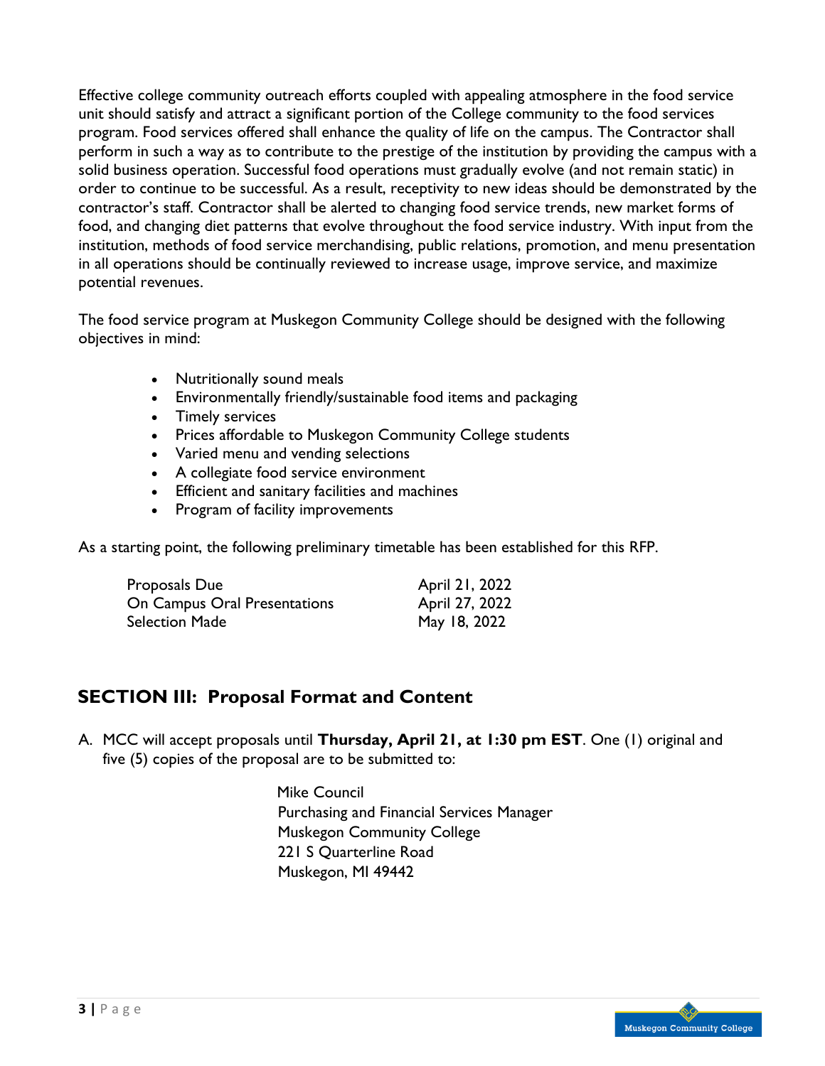Effective college community outreach efforts coupled with appealing atmosphere in the food service unit should satisfy and attract a significant portion of the College community to the food services program. Food services offered shall enhance the quality of life on the campus. The Contractor shall perform in such a way as to contribute to the prestige of the institution by providing the campus with a solid business operation. Successful food operations must gradually evolve (and not remain static) in order to continue to be successful. As a result, receptivity to new ideas should be demonstrated by the contractor's staff. Contractor shall be alerted to changing food service trends, new market forms of food, and changing diet patterns that evolve throughout the food service industry. With input from the institution, methods of food service merchandising, public relations, promotion, and menu presentation in all operations should be continually reviewed to increase usage, improve service, and maximize potential revenues.

The food service program at Muskegon Community College should be designed with the following objectives in mind:

- Nutritionally sound meals
- Environmentally friendly/sustainable food items and packaging
- Timely services
- Prices affordable to Muskegon Community College students
- Varied menu and vending selections
- A collegiate food service environment
- Efficient and sanitary facilities and machines
- Program of facility improvements

As a starting point, the following preliminary timetable has been established for this RFP.

| | |
|---|---|
| Proposals Due | April 21, 2022 |
| On Campus Oral Presentations | April 27, 2022 |
| Selection Made | May 18, 2022 |

## SECTION III: Proposal Format and Content

A. MCC will accept proposals until **Thursday, April 21, at 1:30 pm EST**. One (1) original and five (5) copies of the proposal are to be submitted to:

Mike Council
Purchasing and Financial Services Manager
Muskegon Community College
221 S Quarterline Road
Muskegon, MI 49442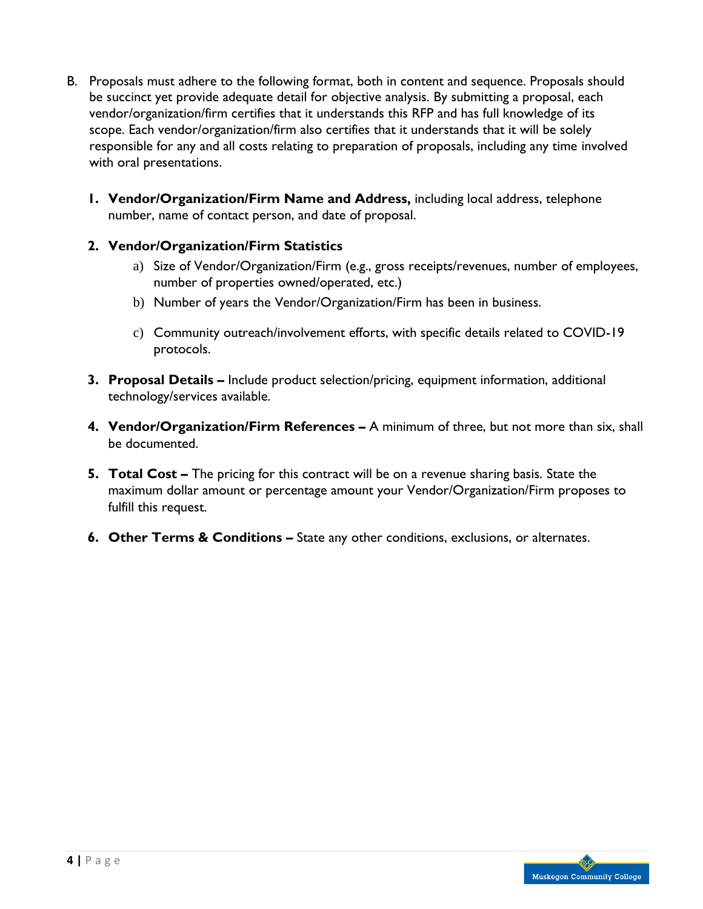B. Proposals must adhere to the following format, both in content and sequence. Proposals should be succinct yet provide adequate detail for objective analysis. By submitting a proposal, each vendor/organization/firm certifies that it understands this RFP and has full knowledge of its scope. Each vendor/organization/firm also certifies that it understands that it will be solely responsible for any and all costs relating to preparation of proposals, including any time involved with oral presentations.

1. **Vendor/Organization/Firm Name and Address,** including local address, telephone number, name of contact person, and date of proposal.

2. **Vendor/Organization/Firm Statistics**
   a) Size of Vendor/Organization/Firm (e.g., gross receipts/revenues, number of employees, number of properties owned/operated, etc.)
   b) Number of years the Vendor/Organization/Firm has been in business.
   c) Community outreach/involvement efforts, with specific details related to COVID-19 protocols.

3. **Proposal Details –** Include product selection/pricing, equipment information, additional technology/services available.

4. **Vendor/Organization/Firm References –** A minimum of three, but not more than six, shall be documented.

5. **Total Cost –** The pricing for this contract will be on a revenue sharing basis. State the maximum dollar amount or percentage amount your Vendor/Organization/Firm proposes to fulfill this request.

6. **Other Terms & Conditions –** State any other conditions, exclusions, or alternates.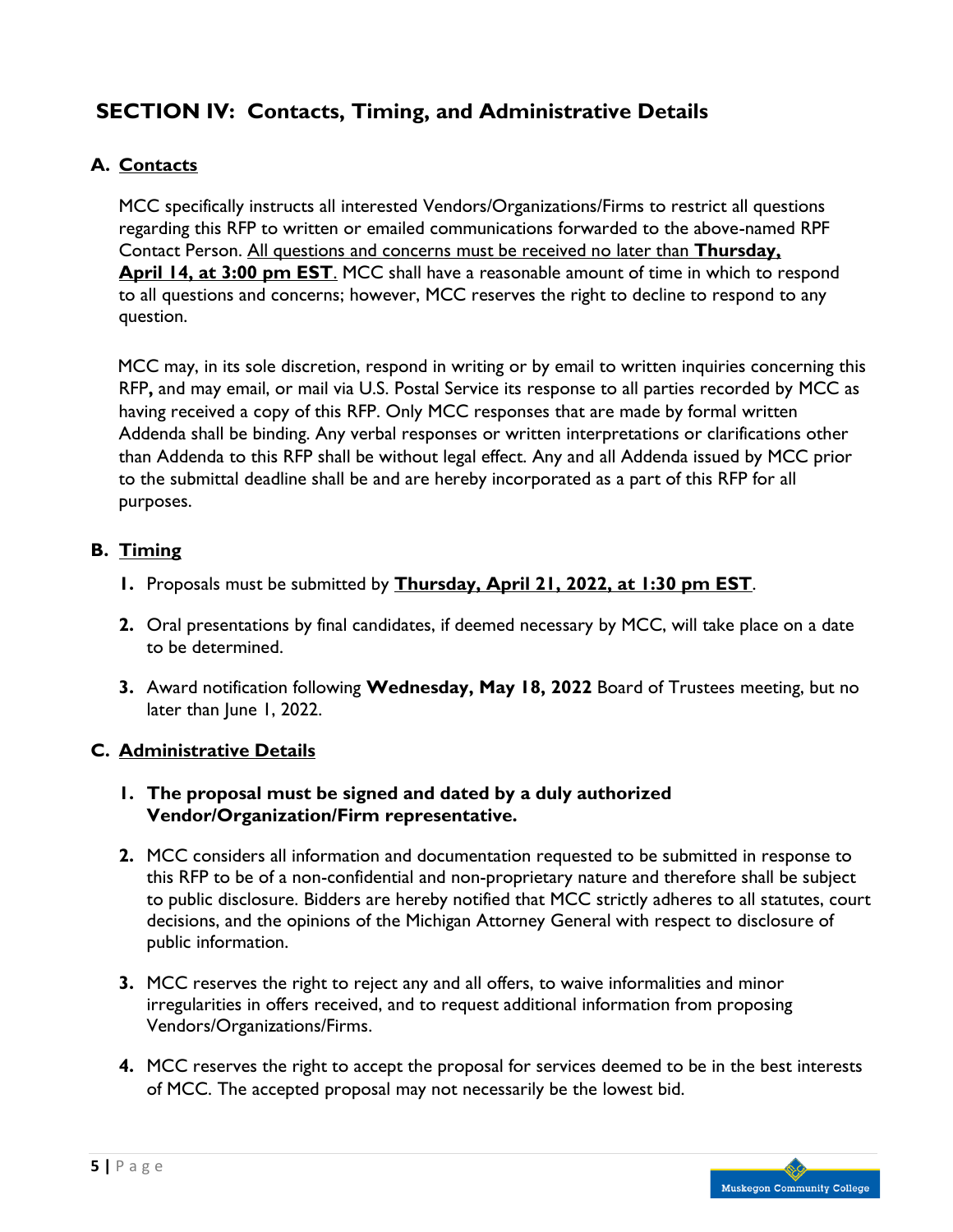## SECTION IV: Contacts, Timing, and Administrative Details

### A. Contacts

MCC specifically instructs all interested Vendors/Organizations/Firms to restrict all questions regarding this RFP to written or emailed communications forwarded to the above-named RPF Contact Person. All questions and concerns must be received no later than **Thursday, April 14, at 3:00 pm EST**. MCC shall have a reasonable amount of time in which to respond to all questions and concerns; however, MCC reserves the right to decline to respond to any question.

MCC may, in its sole discretion, respond in writing or by email to written inquiries concerning this RFP**,** and may email, or mail via U.S. Postal Service its response to all parties recorded by MCC as having received a copy of this RFP. Only MCC responses that are made by formal written Addenda shall be binding. Any verbal responses or written interpretations or clarifications other than Addenda to this RFP shall be without legal effect. Any and all Addenda issued by MCC prior to the submittal deadline shall be and are hereby incorporated as a part of this RFP for all purposes.

### B. Timing

1. Proposals must be submitted by **Thursday, April 21, 2022, at 1:30 pm EST**.
2. Oral presentations by final candidates, if deemed necessary by MCC, will take place on a date to be determined.
3. Award notification following **Wednesday, May 18, 2022** Board of Trustees meeting, but no later than June 1, 2022.

### C. Administrative Details

1. **The proposal must be signed and dated by a duly authorized Vendor/Organization/Firm representative.**
2. MCC considers all information and documentation requested to be submitted in response to this RFP to be of a non-confidential and non-proprietary nature and therefore shall be subject to public disclosure. Bidders are hereby notified that MCC strictly adheres to all statutes, court decisions, and the opinions of the Michigan Attorney General with respect to disclosure of public information.
3. MCC reserves the right to reject any and all offers, to waive informalities and minor irregularities in offers received, and to request additional information from proposing Vendors/Organizations/Firms.
4. MCC reserves the right to accept the proposal for services deemed to be in the best interests of MCC. The accepted proposal may not necessarily be the lowest bid.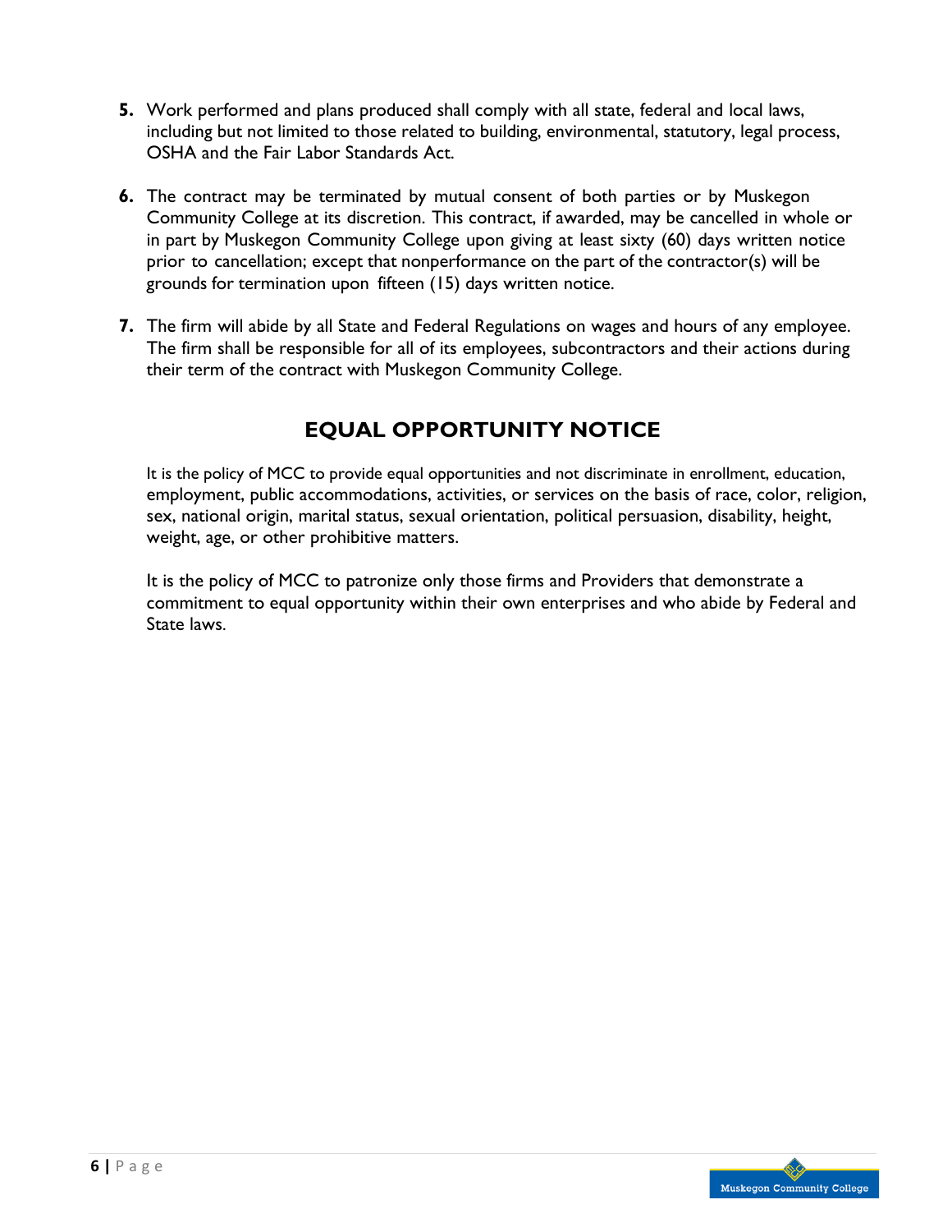5. Work performed and plans produced shall comply with all state, federal and local laws, including but not limited to those related to building, environmental, statutory, legal process, OSHA and the Fair Labor Standards Act.

6. The contract may be terminated by mutual consent of both parties or by Muskegon Community College at its discretion. This contract, if awarded, may be cancelled in whole or in part by Muskegon Community College upon giving at least sixty (60) days written notice prior to cancellation; except that nonperformance on the part of the contractor(s) will be grounds for termination upon fifteen (15) days written notice.

7. The firm will abide by all State and Federal Regulations on wages and hours of any employee. The firm shall be responsible for all of its employees, subcontractors and their actions during their term of the contract with Muskegon Community College.

## EQUAL OPPORTUNITY NOTICE

It is the policy of MCC to provide equal opportunities and not discriminate in enrollment, education, employment, public accommodations, activities, or services on the basis of race, color, religion, sex, national origin, marital status, sexual orientation, political persuasion, disability, height, weight, age, or other prohibitive matters.

It is the policy of MCC to patronize only those firms and Providers that demonstrate a commitment to equal opportunity within their own enterprises and who abide by Federal and State laws.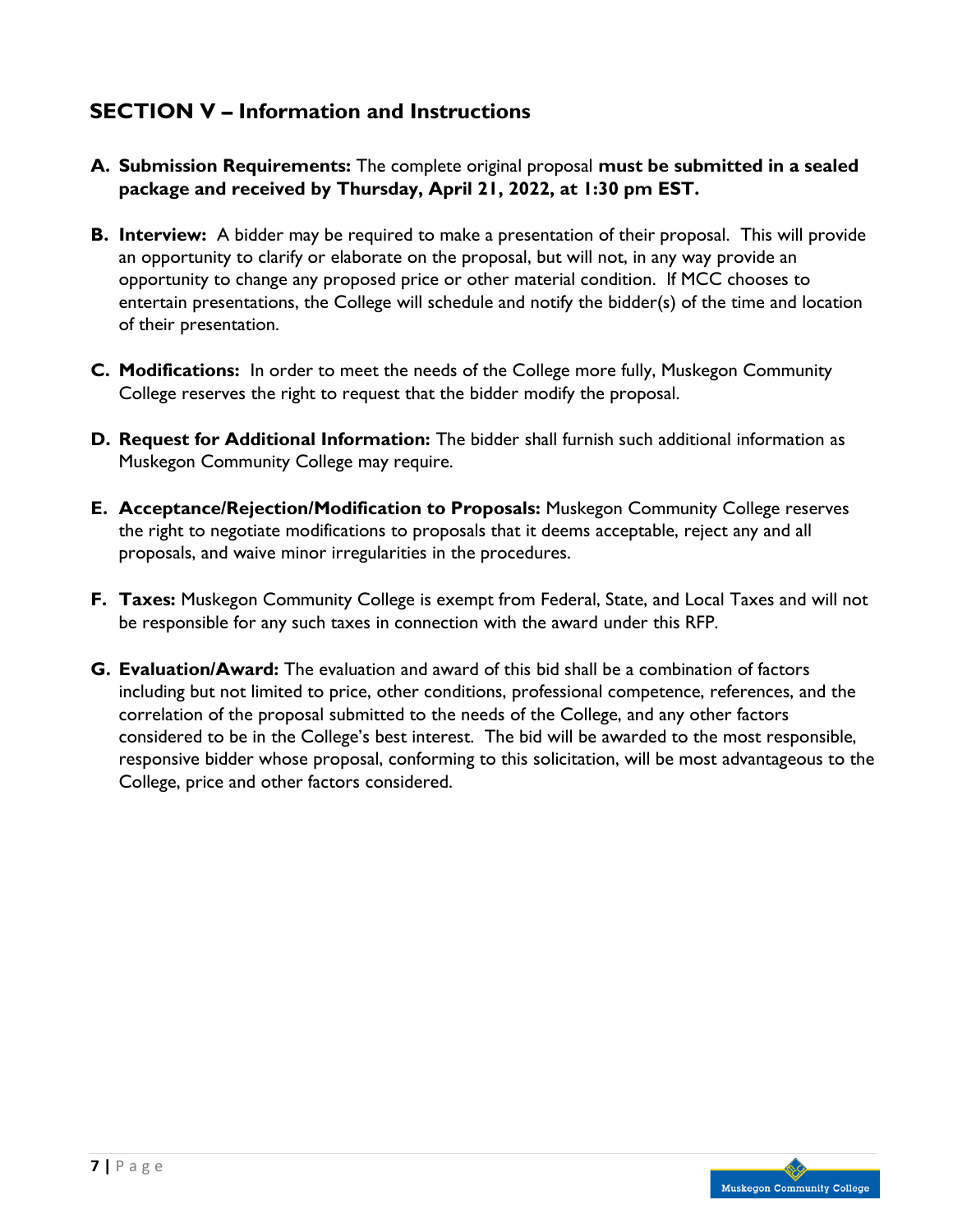## SECTION V – Information and Instructions

**A. Submission Requirements:** The complete original proposal **must be submitted in a sealed package and received by Thursday, April 21, 2022, at 1:30 pm EST.**

**B. Interview:** A bidder may be required to make a presentation of their proposal. This will provide an opportunity to clarify or elaborate on the proposal, but will not, in any way provide an opportunity to change any proposed price or other material condition. If MCC chooses to entertain presentations, the College will schedule and notify the bidder(s) of the time and location of their presentation.

**C. Modifications:** In order to meet the needs of the College more fully, Muskegon Community College reserves the right to request that the bidder modify the proposal.

**D. Request for Additional Information:** The bidder shall furnish such additional information as Muskegon Community College may require.

**E. Acceptance/Rejection/Modification to Proposals:** Muskegon Community College reserves the right to negotiate modifications to proposals that it deems acceptable, reject any and all proposals, and waive minor irregularities in the procedures.

**F. Taxes:** Muskegon Community College is exempt from Federal, State, and Local Taxes and will not be responsible for any such taxes in connection with the award under this RFP.

**G. Evaluation/Award:** The evaluation and award of this bid shall be a combination of factors including but not limited to price, other conditions, professional competence, references, and the correlation of the proposal submitted to the needs of the College, and any other factors considered to be in the College's best interest. The bid will be awarded to the most responsible, responsive bidder whose proposal, conforming to this solicitation, will be most advantageous to the College, price and other factors considered.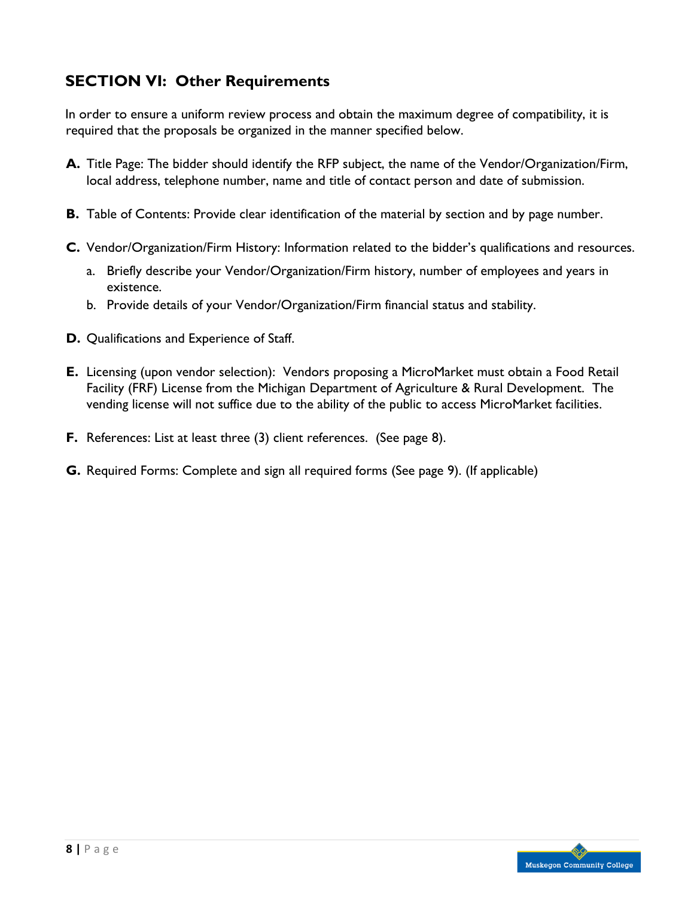## SECTION VI: Other Requirements

In order to ensure a uniform review process and obtain the maximum degree of compatibility, it is required that the proposals be organized in the manner specified below.

**A.** Title Page: The bidder should identify the RFP subject, the name of the Vendor/Organization/Firm, local address, telephone number, name and title of contact person and date of submission.

**B.** Table of Contents: Provide clear identification of the material by section and by page number.

**C.** Vendor/Organization/Firm History: Information related to the bidder's qualifications and resources.

   a. Briefly describe your Vendor/Organization/Firm history, number of employees and years in existence.
   
   b. Provide details of your Vendor/Organization/Firm financial status and stability.

**D.** Qualifications and Experience of Staff.

**E.** Licensing (upon vendor selection): Vendors proposing a MicroMarket must obtain a Food Retail Facility (FRF) License from the Michigan Department of Agriculture & Rural Development. The vending license will not suffice due to the ability of the public to access MicroMarket facilities.

**F.** References: List at least three (3) client references. (See page 8).

**G.** Required Forms: Complete and sign all required forms (See page 9). (If applicable)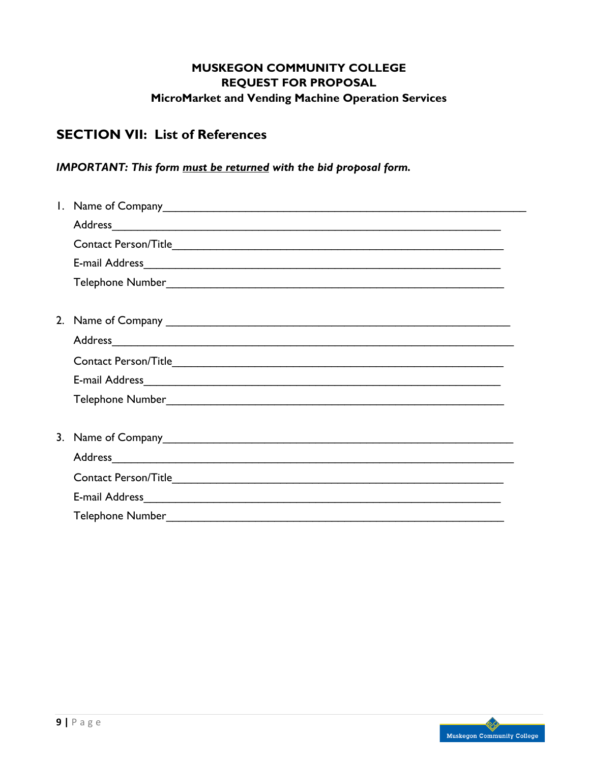**MUSKEGON COMMUNITY COLLEGE**
**REQUEST FOR PROPOSAL**
**MicroMarket and Vending Machine Operation Services**

## SECTION VII: List of References

***IMPORTANT:** This form **must be returned** with the bid proposal form.*

1. Name of Company______________________________________________________________
   Address_______________________________________________________________________
   Contact Person/Title___________________________________________________________
   E-mail Address_________________________________________________________________
   Telephone Number_______________________________________________________________

2. Name of Company ____________________________________________________________
   Address_______________________________________________________________________
   Contact Person/Title___________________________________________________________
   E-mail Address_________________________________________________________________
   Telephone Number_______________________________________________________________

3. Name of Company_____________________________________________________________
   Address_______________________________________________________________________
   Contact Person/Title___________________________________________________________
   E-mail Address_________________________________________________________________
   Telephone Number_______________________________________________________________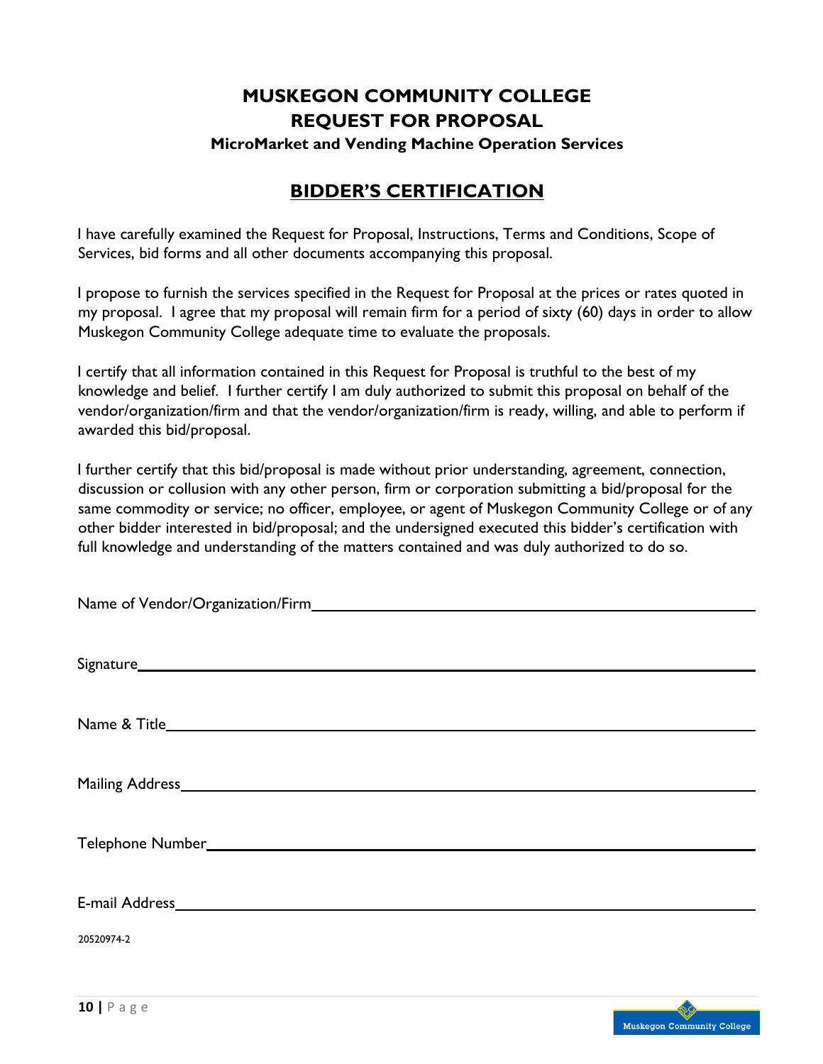# MUSKEGON COMMUNITY COLLEGE
# REQUEST FOR PROPOSAL

### MicroMarket and Vending Machine Operation Services

## BIDDER'S CERTIFICATION

I have carefully examined the Request for Proposal, Instructions, Terms and Conditions, Scope of Services, bid forms and all other documents accompanying this proposal.

I propose to furnish the services specified in the Request for Proposal at the prices or rates quoted in my proposal. I agree that my proposal will remain firm for a period of sixty (60) days in order to allow Muskegon Community College adequate time to evaluate the proposals.

I certify that all information contained in this Request for Proposal is truthful to the best of my knowledge and belief. I further certify I am duly authorized to submit this proposal on behalf of the vendor/organization/firm and that the vendor/organization/firm is ready, willing, and able to perform if awarded this bid/proposal.

I further certify that this bid/proposal is made without prior understanding, agreement, connection, discussion or collusion with any other person, firm or corporation submitting a bid/proposal for the same commodity or service; no officer, employee, or agent of Muskegon Community College or of any other bidder interested in bid/proposal; and the undersigned executed this bidder's certification with full knowledge and understanding of the matters contained and was duly authorized to do so.

Name of Vendor/Organization/Firm\_\_\_\_\_\_\_\_\_\_\_\_\_\_\_\_\_\_\_\_\_\_\_\_\_\_\_\_\_\_\_\_\_\_\_\_\_\_\_\_

Signature\_\_\_\_\_\_\_\_\_\_\_\_\_\_\_\_\_\_\_\_\_\_\_\_\_\_\_\_\_\_\_\_\_\_\_\_\_\_\_\_\_\_\_\_\_\_\_\_\_\_\_\_\_\_\_\_\_\_

Name & Title\_\_\_\_\_\_\_\_\_\_\_\_\_\_\_\_\_\_\_\_\_\_\_\_\_\_\_\_\_\_\_\_\_\_\_\_\_\_\_\_\_\_\_\_\_\_\_\_\_\_\_\_\_\_\_

Mailing Address\_\_\_\_\_\_\_\_\_\_\_\_\_\_\_\_\_\_\_\_\_\_\_\_\_\_\_\_\_\_\_\_\_\_\_\_\_\_\_\_\_\_\_\_\_\_\_\_\_\_\_\_\_

Telephone Number\_\_\_\_\_\_\_\_\_\_\_\_\_\_\_\_\_\_\_\_\_\_\_\_\_\_\_\_\_\_\_\_\_\_\_\_\_\_\_\_\_\_\_\_\_\_\_\_\_\_\_\_

E-mail Address\_\_\_\_\_\_\_\_\_\_\_\_\_\_\_\_\_\_\_\_\_\_\_\_\_\_\_\_\_\_\_\_\_\_\_\_\_\_\_\_\_\_\_\_\_\_\_\_\_\_\_\_\_\_

20520974-2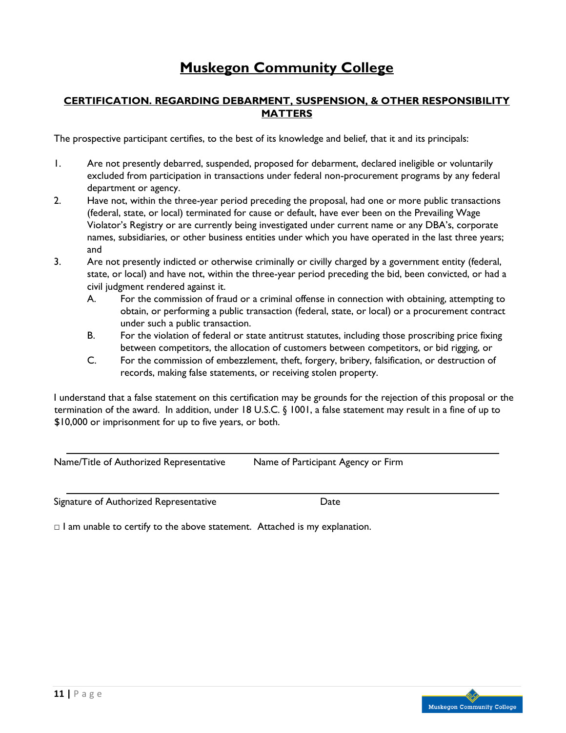# Muskegon Community College

## CERTIFICATION. REGARDING DEBARMENT, SUSPENSION, & OTHER RESPONSIBILITY MATTERS

The prospective participant certifies, to the best of its knowledge and belief, that it and its principals:

1. Are not presently debarred, suspended, proposed for debarment, declared ineligible or voluntarily excluded from participation in transactions under federal non-procurement programs by any federal department or agency.
2. Have not, within the three-year period preceding the proposal, had one or more public transactions (federal, state, or local) terminated for cause or default, have ever been on the Prevailing Wage Violator's Registry or are currently being investigated under current name or any DBA's, corporate names, subsidiaries, or other business entities under which you have operated in the last three years; and
3. Are not presently indicted or otherwise criminally or civilly charged by a government entity (federal, state, or local) and have not, within the three-year period preceding the bid, been convicted, or had a civil judgment rendered against it.
   - A. For the commission of fraud or a criminal offense in connection with obtaining, attempting to obtain, or performing a public transaction (federal, state, or local) or a procurement contract under such a public transaction.
   - B. For the violation of federal or state antitrust statutes, including those proscribing price fixing between competitors, the allocation of customers between competitors, or bid rigging, or
   - C. For the commission of embezzlement, theft, forgery, bribery, falsification, or destruction of records, making false statements, or receiving stolen property.

I understand that a false statement on this certification may be grounds for the rejection of this proposal or the termination of the award. In addition, under 18 U.S.C. § 1001, a false statement may result in a fine of up to $10,000 or imprisonment for up to five years, or both.

______________________________________________________________________

Name/Title of Authorized Representative          Name of Participant Agency or Firm

______________________________________________________________________

Signature of Authorized Representative          Date

□ I am unable to certify to the above statement. Attached is my explanation.